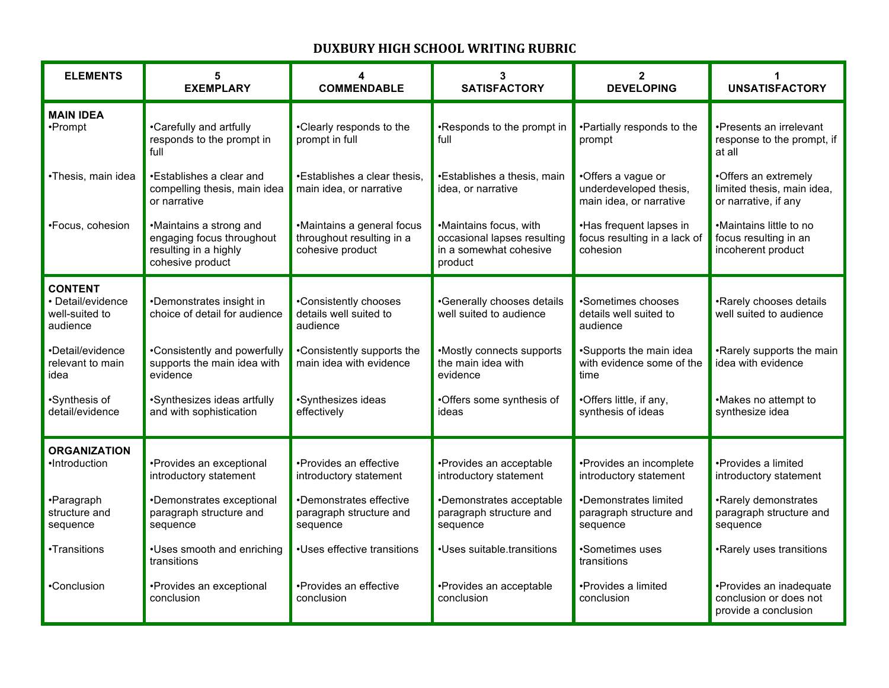# DUXBURY HIGH SCHOOL WRITING RUBRIC

| ELEMENTS | 5<br>EXEMPLARY | 4<br>COMMENDABLE | 3<br>SATISFACTORY | 2<br>DEVELOPING | 1<br>UNSATISFACTORY |
|---|---|---|---|---|---|
| **MAIN IDEA**<br>•Prompt | •Carefully and artfully responds to the prompt in full | •Clearly responds to the prompt in full | •Responds to the prompt in full | •Partially responds to the prompt | •Presents an irrelevant response to the prompt, if at all |
| •Thesis, main idea | •Establishes a clear and compelling thesis, main idea or narrative | •Establishes a clear thesis, main idea, or narrative | •Establishes a thesis, main idea, or narrative | •Offers a vague or underdeveloped thesis, main idea, or narrative | •Offers an extremely limited thesis, main idea, or narrative, if any |
| •Focus, cohesion | •Maintains a strong and engaging focus throughout resulting in a highly cohesive product | •Maintains a general focus throughout resulting in a cohesive product | •Maintains focus, with occasional lapses resulting in a somewhat cohesive product | •Has frequent lapses in focus resulting in a lack of cohesion | •Maintains little to no focus resulting in an incoherent product |
| **CONTENT**<br>• Detail/evidence well-suited to audience | •Demonstrates insight in choice of detail for audience | •Consistently chooses details well suited to audience | •Generally chooses details well suited to audience | •Sometimes chooses details well suited to audience | •Rarely chooses details well suited to audience |
| •Detail/evidence relevant to main idea | •Consistently and powerfully supports the main idea with evidence | •Consistently supports the main idea with evidence | •Mostly connects supports the main idea with evidence | •Supports the main idea with evidence some of the time | •Rarely supports the main idea with evidence |
| •Synthesis of detail/evidence | •Synthesizes ideas artfully and with sophistication | •Synthesizes ideas effectively | •Offers some synthesis of ideas | •Offers little, if any, synthesis of ideas | •Makes no attempt to synthesize idea |
| **ORGANIZATION**<br>•Introduction | •Provides an exceptional introductory statement | •Provides an effective introductory statement | •Provides an acceptable introductory statement | •Provides an incomplete introductory statement | •Provides a limited introductory statement |
| •Paragraph structure and sequence | •Demonstrates exceptional paragraph structure and sequence | •Demonstrates effective paragraph structure and sequence | •Demonstrates acceptable paragraph structure and sequence | •Demonstrates limited paragraph structure and sequence | •Rarely demonstrates paragraph structure and sequence |
| •Transitions | •Uses smooth and enriching transitions | •Uses effective transitions | •Uses suitable.transitions | •Sometimes uses transitions | •Rarely uses transitions |
| •Conclusion | •Provides an exceptional conclusion | •Provides an effective conclusion | •Provides an acceptable conclusion | •Provides a limited conclusion | •Provides an inadequate conclusion or does not provide a conclusion |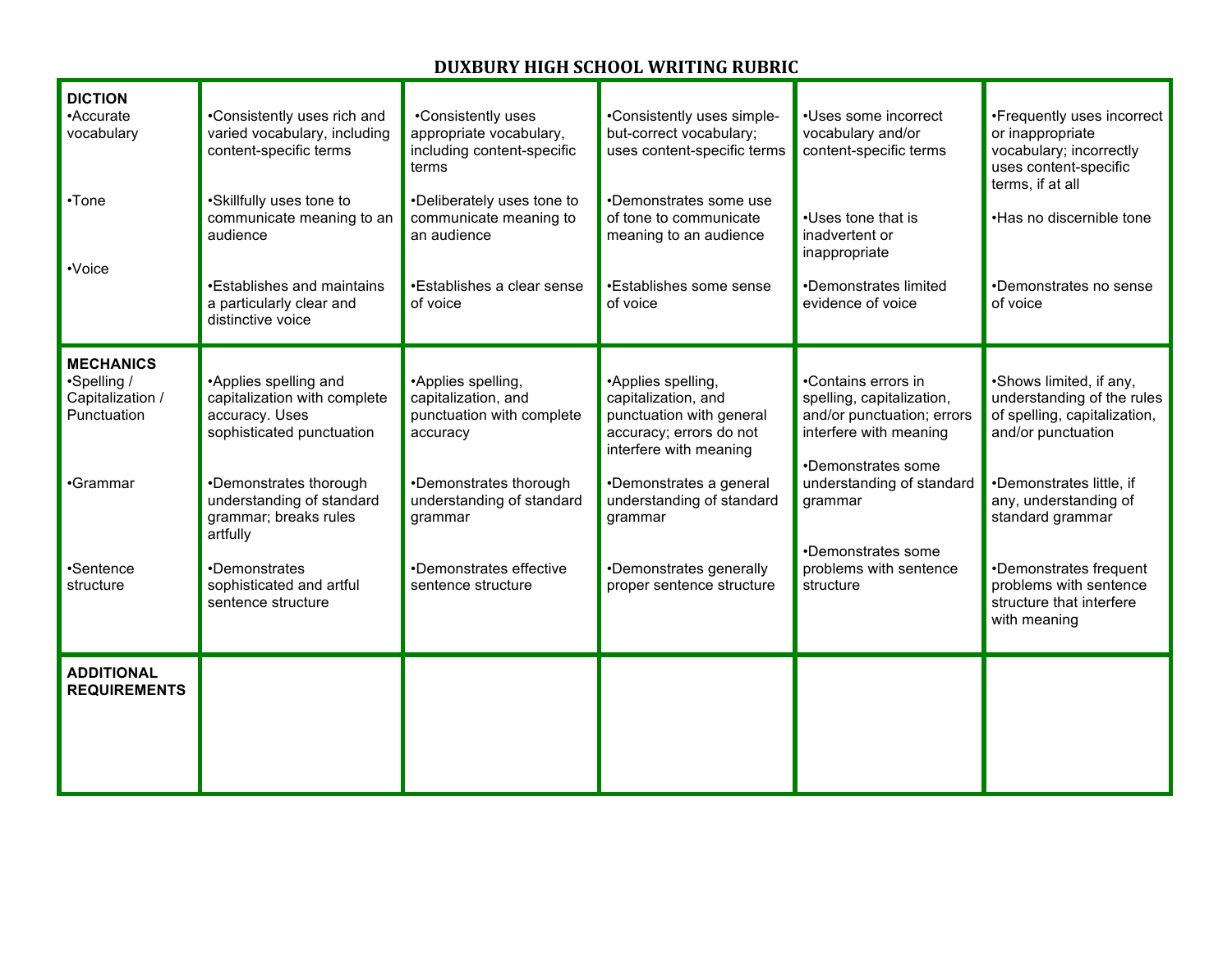# DUXBURY HIGH SCHOOL WRITING RUBRIC

| | | | | | |
|---|---|---|---|---|---|
| **DICTION**<br>•Accurate vocabulary<br><br>•Tone<br><br>•Voice | •Consistently uses rich and varied vocabulary, including content-specific terms<br><br>•Skillfully uses tone to communicate meaning to an audience<br><br>•Establishes and maintains a particularly clear and distinctive voice | •Consistently uses appropriate vocabulary, including content-specific terms<br><br>•Deliberately uses tone to communicate meaning to an audience<br><br>•Establishes a clear sense of voice | •Consistently uses simple-but-correct vocabulary; uses content-specific terms<br><br>•Demonstrates some use of tone to communicate meaning to an audience<br><br>•Establishes some sense of voice | •Uses some incorrect vocabulary and/or content-specific terms<br><br>•Uses tone that is inadvertent or inappropriate<br><br>•Demonstrates limited evidence of voice | •Frequently uses incorrect or inappropriate vocabulary; incorrectly uses content-specific terms, if at all<br><br>•Has no discernible tone<br><br>•Demonstrates no sense of voice |
| **MECHANICS**<br>•Spelling / Capitalization / Punctuation<br><br>•Grammar<br><br>•Sentence structure | •Applies spelling and capitalization with complete accuracy. Uses sophisticated punctuation<br><br>•Demonstrates thorough understanding of standard grammar; breaks rules artfully<br><br>•Demonstrates sophisticated and artful sentence structure | •Applies spelling, capitalization, and punctuation with complete accuracy<br><br>•Demonstrates thorough understanding of standard grammar<br><br>•Demonstrates effective sentence structure | •Applies spelling, capitalization, and punctuation with general accuracy; errors do not interfere with meaning<br><br>•Demonstrates a general understanding of standard grammar<br><br>•Demonstrates generally proper sentence structure | •Contains errors in spelling, capitalization, and/or punctuation; errors interfere with meaning<br><br>•Demonstrates some understanding of standard grammar<br><br>•Demonstrates some problems with sentence structure | •Shows limited, if any, understanding of the rules of spelling, capitalization, and/or punctuation<br><br>•Demonstrates little, if any, understanding of standard grammar<br><br>•Demonstrates frequent problems with sentence structure that interfere with meaning |
| **ADDITIONAL REQUIREMENTS** | | | | | |